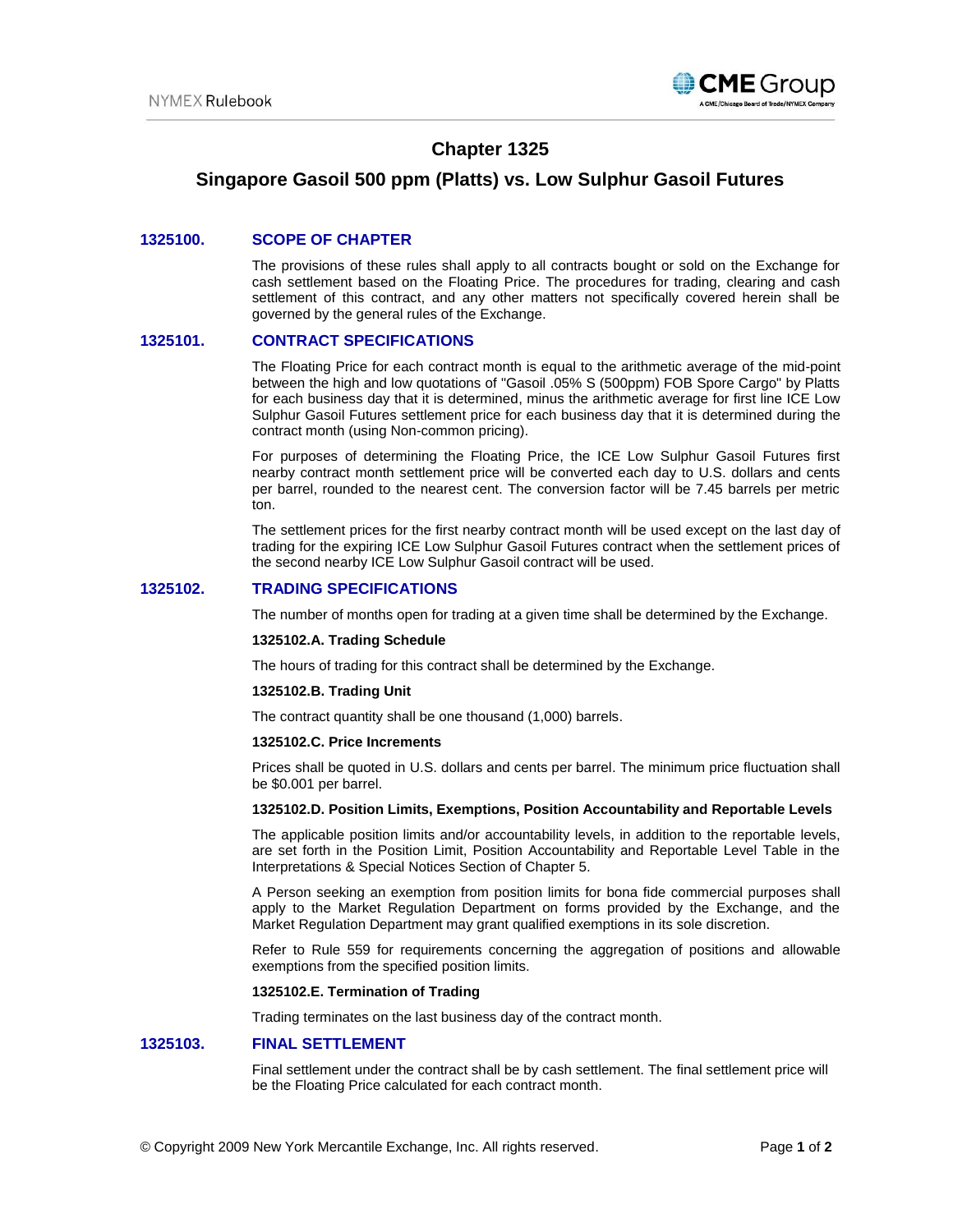# Chapter 1325

## Singapore Gasoil 500 ppm (Platts) vs. Low Sulphur Gasoil Futures

### 1325100. SCOPE OF CHAPTER

The provisions of these rules shall apply to all contracts bought or sold on the Exchange for cash settlement based on the Floating Price. The procedures for trading, clearing and cash settlement of this contract, and any other matters not specifically covered herein shall be governed by the general rules of the Exchange.

### 1325101. CONTRACT SPECIFICATIONS

The Floating Price for each contract month is equal to the arithmetic average of the mid-point between the high and low quotations of "Gasoil .05% S (500ppm) FOB Spore Cargo" by Platts for each business day that it is determined, minus the arithmetic average for first line ICE Low Sulphur Gasoil Futures settlement price for each business day that it is determined during the contract month (using Non-common pricing).

For purposes of determining the Floating Price, the ICE Low Sulphur Gasoil Futures first nearby contract month settlement price will be converted each day to U.S. dollars and cents per barrel, rounded to the nearest cent. The conversion factor will be 7.45 barrels per metric ton.

The settlement prices for the first nearby contract month will be used except on the last day of trading for the expiring ICE Low Sulphur Gasoil Futures contract when the settlement prices of the second nearby ICE Low Sulphur Gasoil contract will be used.

### 1325102. TRADING SPECIFICATIONS

The number of months open for trading at a given time shall be determined by the Exchange.

**1325102.A. Trading Schedule**

The hours of trading for this contract shall be determined by the Exchange.

**1325102.B. Trading Unit**

The contract quantity shall be one thousand (1,000) barrels.

**1325102.C. Price Increments**

Prices shall be quoted in U.S. dollars and cents per barrel. The minimum price fluctuation shall be $0.001 per barrel.

**1325102.D. Position Limits, Exemptions, Position Accountability and Reportable Levels**

The applicable position limits and/or accountability levels, in addition to the reportable levels, are set forth in the Position Limit, Position Accountability and Reportable Level Table in the Interpretations & Special Notices Section of Chapter 5.

A Person seeking an exemption from position limits for bona fide commercial purposes shall apply to the Market Regulation Department on forms provided by the Exchange, and the Market Regulation Department may grant qualified exemptions in its sole discretion.

Refer to Rule 559 for requirements concerning the aggregation of positions and allowable exemptions from the specified position limits.

**1325102.E. Termination of Trading**

Trading terminates on the last business day of the contract month.

### 1325103. FINAL SETTLEMENT

Final settlement under the contract shall be by cash settlement. The final settlement price will be the Floating Price calculated for each contract month.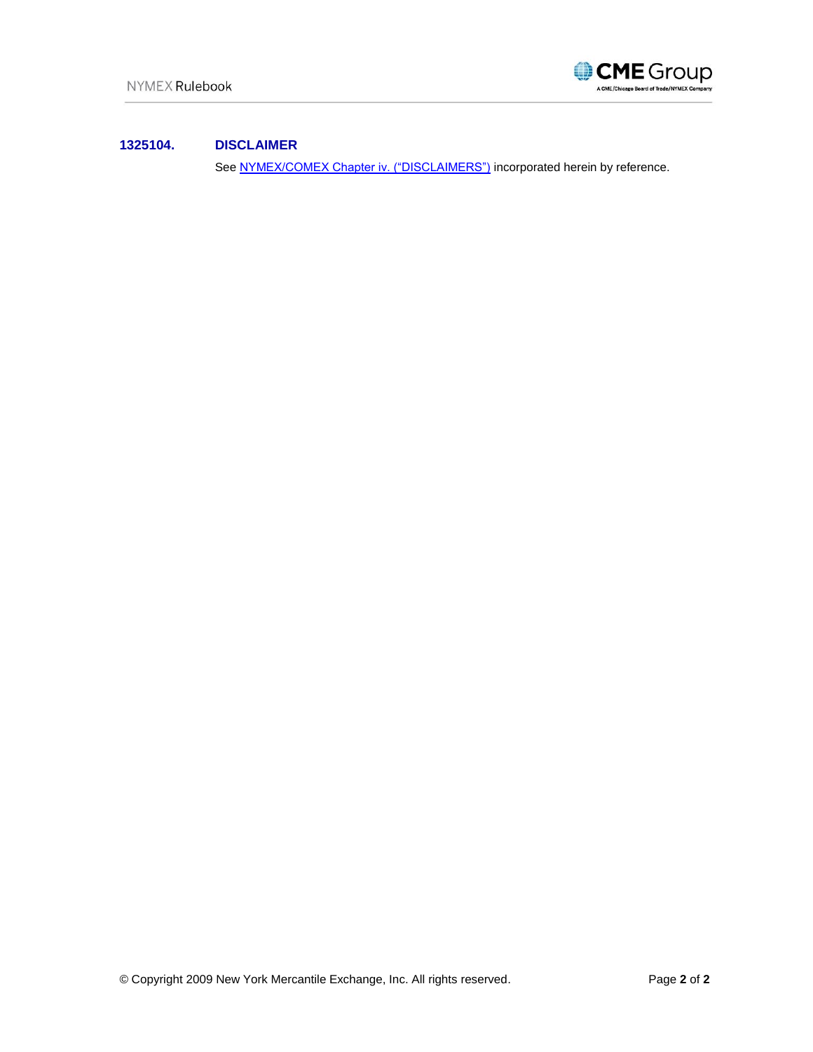### 1325104. DISCLAIMER

See NYMEX/COMEX Chapter iv. ("DISCLAIMERS") incorporated herein by reference.